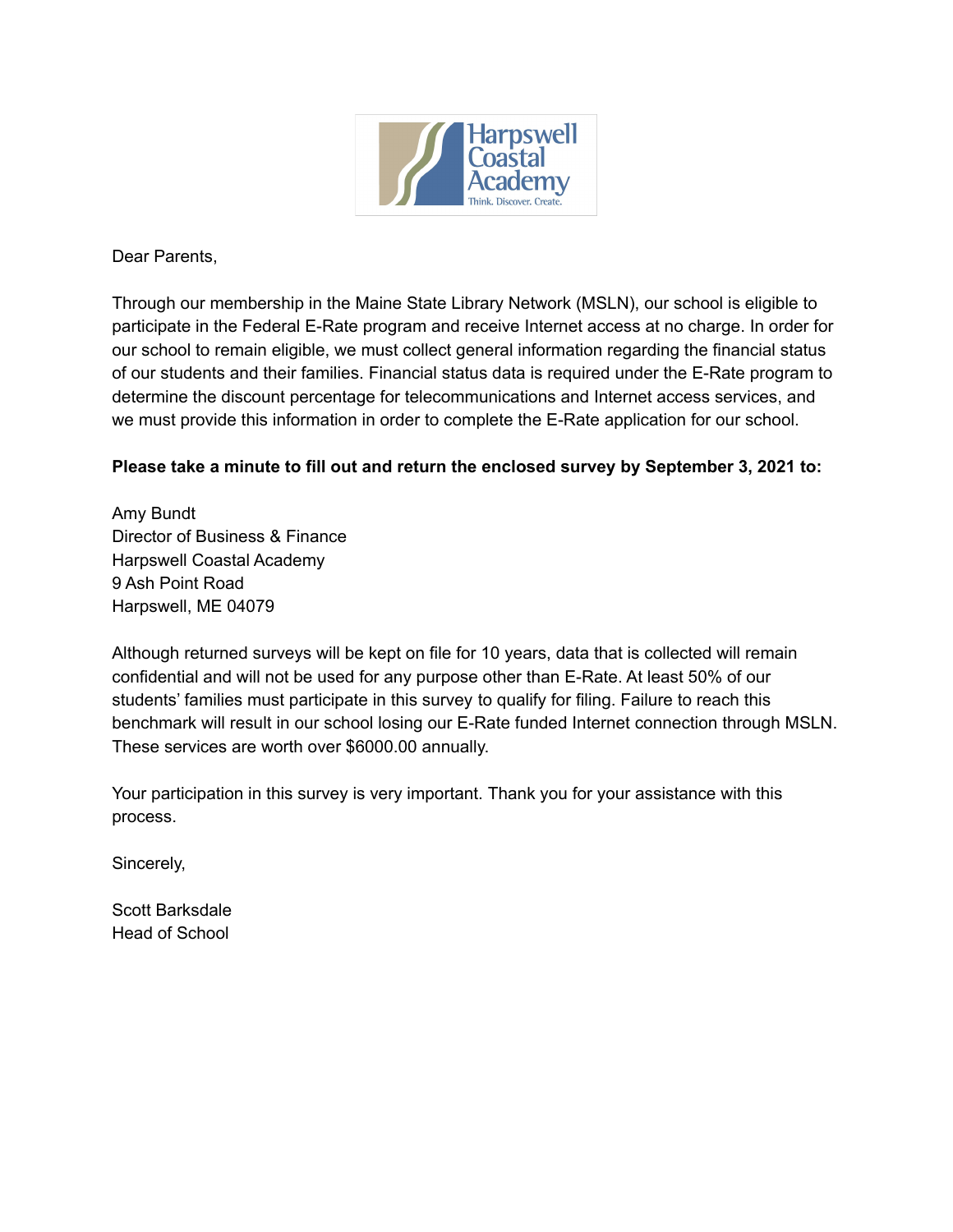Dear Parents,

Through our membership in the Maine State Library Network (MSLN), our school is eligible to participate in the Federal E-Rate program and receive Internet access at no charge. In order for our school to remain eligible, we must collect general information regarding the financial status of our students and their families. Financial status data is required under the E-Rate program to determine the discount percentage for telecommunications and Internet access services, and we must provide this information in order to complete the E-Rate application for our school.

**Please take a minute to fill out and return the enclosed survey by September 3, 2021 to:**

Amy Bundt
Director of Business & Finance
Harpswell Coastal Academy
9 Ash Point Road
Harpswell, ME 04079

Although returned surveys will be kept on file for 10 years, data that is collected will remain confidential and will not be used for any purpose other than E-Rate. At least 50% of our students' families must participate in this survey to qualify for filing. Failure to reach this benchmark will result in our school losing our E-Rate funded Internet connection through MSLN. These services are worth over $6000.00 annually.

Your participation in this survey is very important. Thank you for your assistance with this process.

Sincerely,

Scott Barksdale
Head of School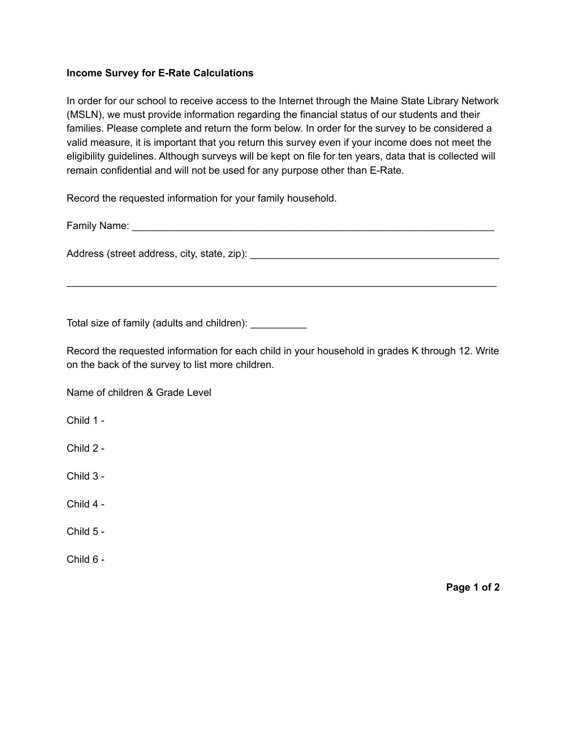**Income Survey for E-Rate Calculations**

In order for our school to receive access to the Internet through the Maine State Library Network (MSLN), we must provide information regarding the financial status of our students and their families. Please complete and return the form below. In order for the survey to be considered a valid measure, it is important that you return this survey even if your income does not meet the eligibility guidelines. Although surveys will be kept on file for ten years, data that is collected will remain confidential and will not be used for any purpose other than E-Rate.

Record the requested information for your family household.

Family Name: ___________________________________________________________________

Address (street address, city, state, zip): _____________________________________________

_______________________________________________________________________________

Total size of family (adults and children): __________

Record the requested information for each child in your household in grades K through 12. Write on the back of the survey to list more children.

Name of children & Grade Level

Child 1 -

Child 2 -

Child 3 -

Child 4 -

Child 5 -

Child 6 -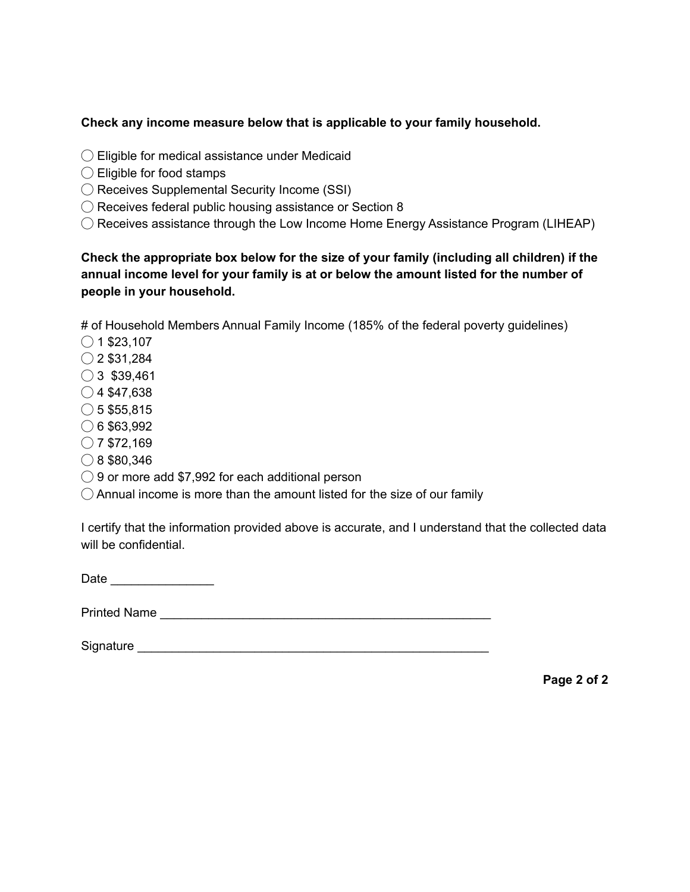**Check any income measure below that is applicable to your family household.**

◯ Eligible for medical assistance under Medicaid
◯ Eligible for food stamps
◯ Receives Supplemental Security Income (SSI)
◯ Receives federal public housing assistance or Section 8
◯ Receives assistance through the Low Income Home Energy Assistance Program (LIHEAP)

**Check the appropriate box below for the size of your family (including all children) if the annual income level for your family is at or below the amount listed for the number of people in your household.**

# of Household Members Annual Family Income (185% of the federal poverty guidelines)
◯ 1 $23,107
◯ 2 $31,284
◯ 3 $39,461
◯ 4 $47,638
◯ 5 $55,815
◯ 6 $63,992
◯ 7 $72,169
◯ 8 $80,346
◯ 9 or more add $7,992 for each additional person
◯ Annual income is more than the amount listed for the size of our family

I certify that the information provided above is accurate, and I understand that the collected data will be confidential.

Date _______________

Printed Name __________________________________________________

Signature ____________________________________________________